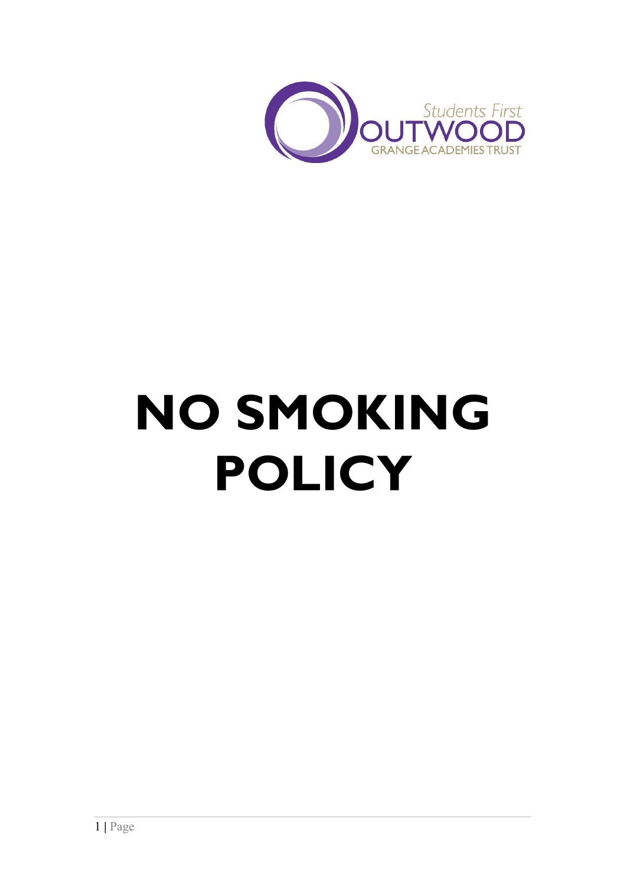Students First

OUTWOOD

GRANGE ACADEMIES TRUST

# NO SMOKING POLICY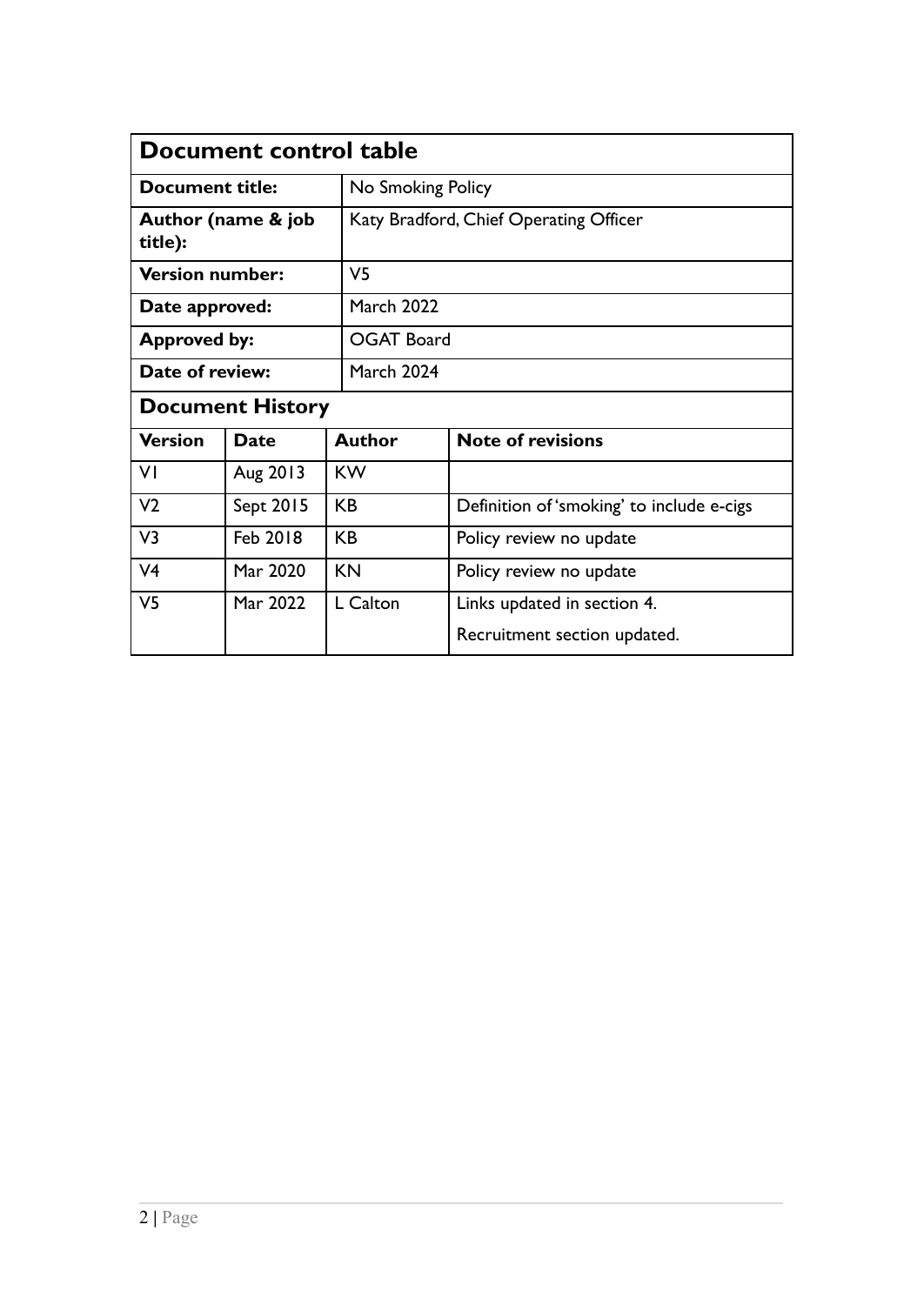## Document control table

| | |
|---|---|
| **Document title:** | No Smoking Policy |
| **Author (name & job title):** | Katy Bradford, Chief Operating Officer |
| **Version number:** | V5 |
| **Date approved:** | March 2022 |
| **Approved by:** | OGAT Board |
| **Date of review:** | March 2024 |

## Document History

| Version | Date | Author | Note of revisions |
|---|---|---|---|
| V1 | Aug 2013 | KW | |
| V2 | Sept 2015 | KB | Definition of 'smoking' to include e-cigs |
| V3 | Feb 2018 | KB | Policy review no update |
| V4 | Mar 2020 | KN | Policy review no update |
| V5 | Mar 2022 | L Calton | Links updated in section 4. Recruitment section updated. |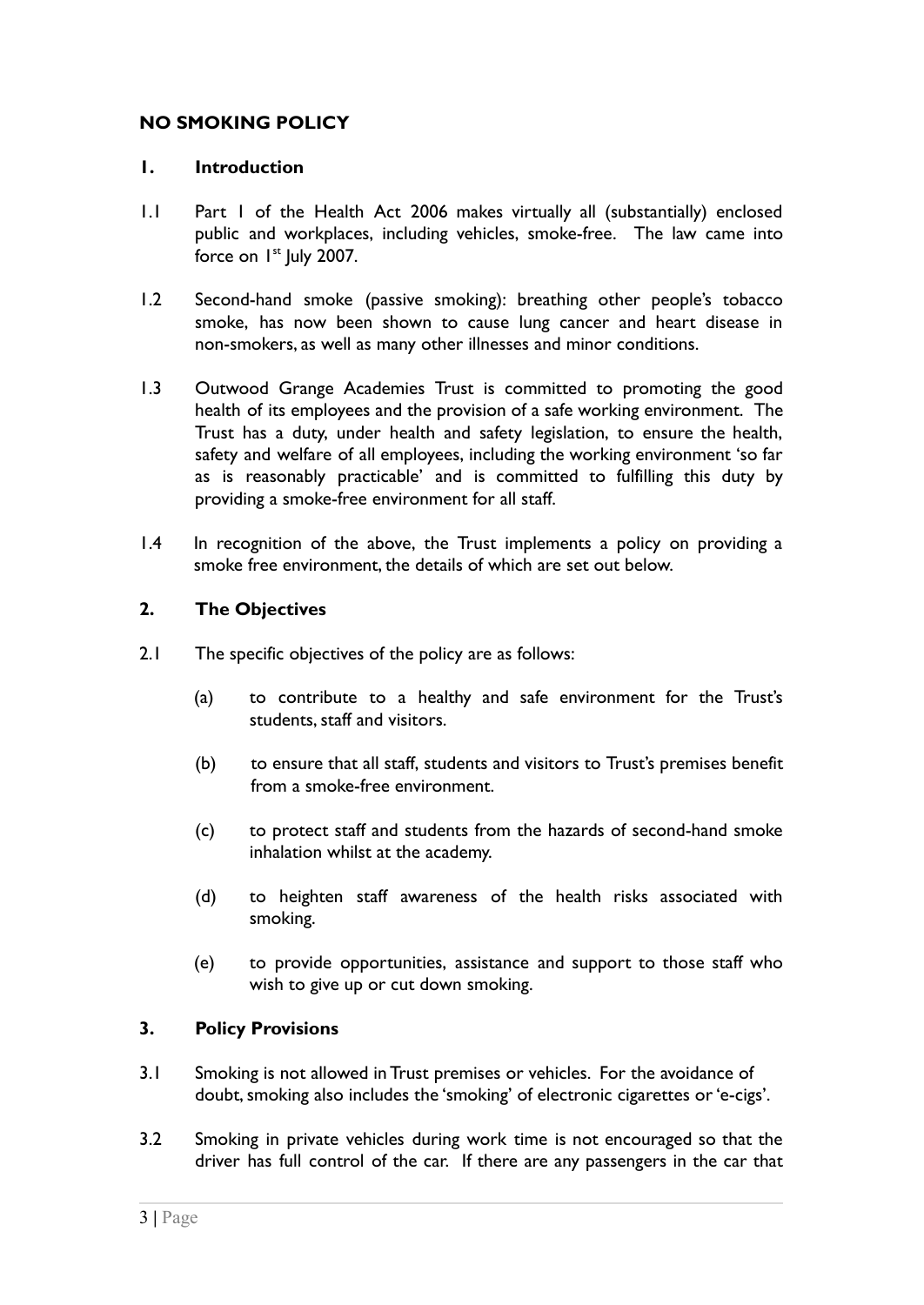# NO SMOKING POLICY

## 1. Introduction

1.1 Part 1 of the Health Act 2006 makes virtually all (substantially) enclosed public and workplaces, including vehicles, smoke-free. The law came into force on 1st July 2007.

1.2 Second-hand smoke (passive smoking): breathing other people's tobacco smoke, has now been shown to cause lung cancer and heart disease in non-smokers, as well as many other illnesses and minor conditions.

1.3 Outwood Grange Academies Trust is committed to promoting the good health of its employees and the provision of a safe working environment. The Trust has a duty, under health and safety legislation, to ensure the health, safety and welfare of all employees, including the working environment 'so far as is reasonably practicable' and is committed to fulfilling this duty by providing a smoke-free environment for all staff.

1.4 In recognition of the above, the Trust implements a policy on providing a smoke free environment, the details of which are set out below.

## 2. The Objectives

2.1 The specific objectives of the policy are as follows:

(a) to contribute to a healthy and safe environment for the Trust's students, staff and visitors.

(b) to ensure that all staff, students and visitors to Trust's premises benefit from a smoke-free environment.

(c) to protect staff and students from the hazards of second-hand smoke inhalation whilst at the academy.

(d) to heighten staff awareness of the health risks associated with smoking.

(e) to provide opportunities, assistance and support to those staff who wish to give up or cut down smoking.

## 3. Policy Provisions

3.1 Smoking is not allowed in Trust premises or vehicles. For the avoidance of doubt, smoking also includes the 'smoking' of electronic cigarettes or 'e-cigs'.

3.2 Smoking in private vehicles during work time is not encouraged so that the driver has full control of the car. If there are any passengers in the car that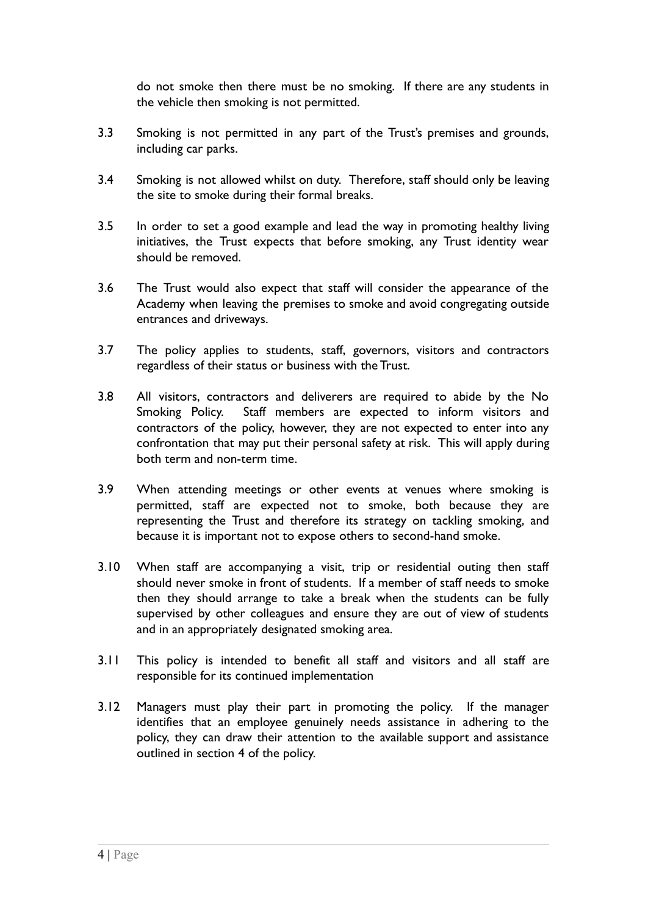do not smoke then there must be no smoking. If there are any students in the vehicle then smoking is not permitted.

3.3 Smoking is not permitted in any part of the Trust's premises and grounds, including car parks.

3.4 Smoking is not allowed whilst on duty. Therefore, staff should only be leaving the site to smoke during their formal breaks.

3.5 In order to set a good example and lead the way in promoting healthy living initiatives, the Trust expects that before smoking, any Trust identity wear should be removed.

3.6 The Trust would also expect that staff will consider the appearance of the Academy when leaving the premises to smoke and avoid congregating outside entrances and driveways.

3.7 The policy applies to students, staff, governors, visitors and contractors regardless of their status or business with the Trust.

3.8 All visitors, contractors and deliverers are required to abide by the No Smoking Policy. Staff members are expected to inform visitors and contractors of the policy, however, they are not expected to enter into any confrontation that may put their personal safety at risk. This will apply during both term and non-term time.

3.9 When attending meetings or other events at venues where smoking is permitted, staff are expected not to smoke, both because they are representing the Trust and therefore its strategy on tackling smoking, and because it is important not to expose others to second-hand smoke.

3.10 When staff are accompanying a visit, trip or residential outing then staff should never smoke in front of students. If a member of staff needs to smoke then they should arrange to take a break when the students can be fully supervised by other colleagues and ensure they are out of view of students and in an appropriately designated smoking area.

3.11 This policy is intended to benefit all staff and visitors and all staff are responsible for its continued implementation

3.12 Managers must play their part in promoting the policy. If the manager identifies that an employee genuinely needs assistance in adhering to the policy, they can draw their attention to the available support and assistance outlined in section 4 of the policy.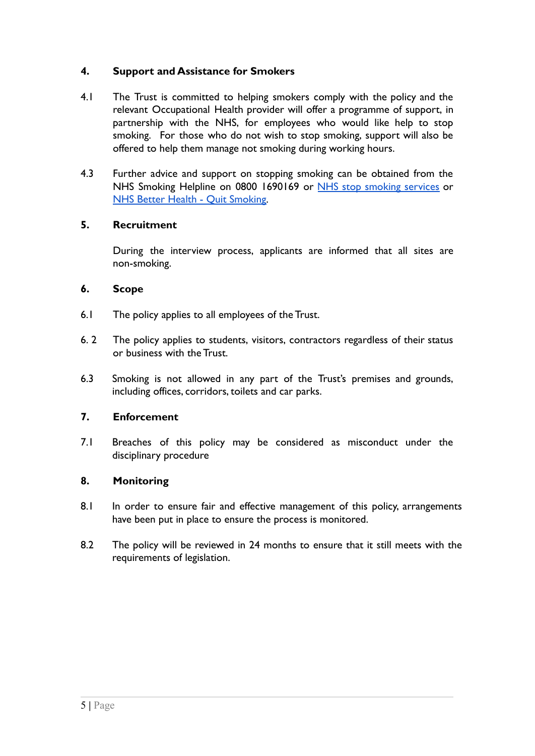## 4. Support and Assistance for Smokers

4.1 The Trust is committed to helping smokers comply with the policy and the relevant Occupational Health provider will offer a programme of support, in partnership with the NHS, for employees who would like help to stop smoking. For those who do not wish to stop smoking, support will also be offered to help them manage not smoking during working hours.

4.3 Further advice and support on stopping smoking can be obtained from the NHS Smoking Helpline on 0800 1690169 or NHS stop smoking services or NHS Better Health - Quit Smoking.

## 5. Recruitment

During the interview process, applicants are informed that all sites are non-smoking.

## 6. Scope

6.1 The policy applies to all employees of the Trust.

6. 2 The policy applies to students, visitors, contractors regardless of their status or business with the Trust.

6.3 Smoking is not allowed in any part of the Trust's premises and grounds, including offices, corridors, toilets and car parks.

## 7. Enforcement

7.1 Breaches of this policy may be considered as misconduct under the disciplinary procedure

## 8. Monitoring

8.1 In order to ensure fair and effective management of this policy, arrangements have been put in place to ensure the process is monitored.

8.2 The policy will be reviewed in 24 months to ensure that it still meets with the requirements of legislation.